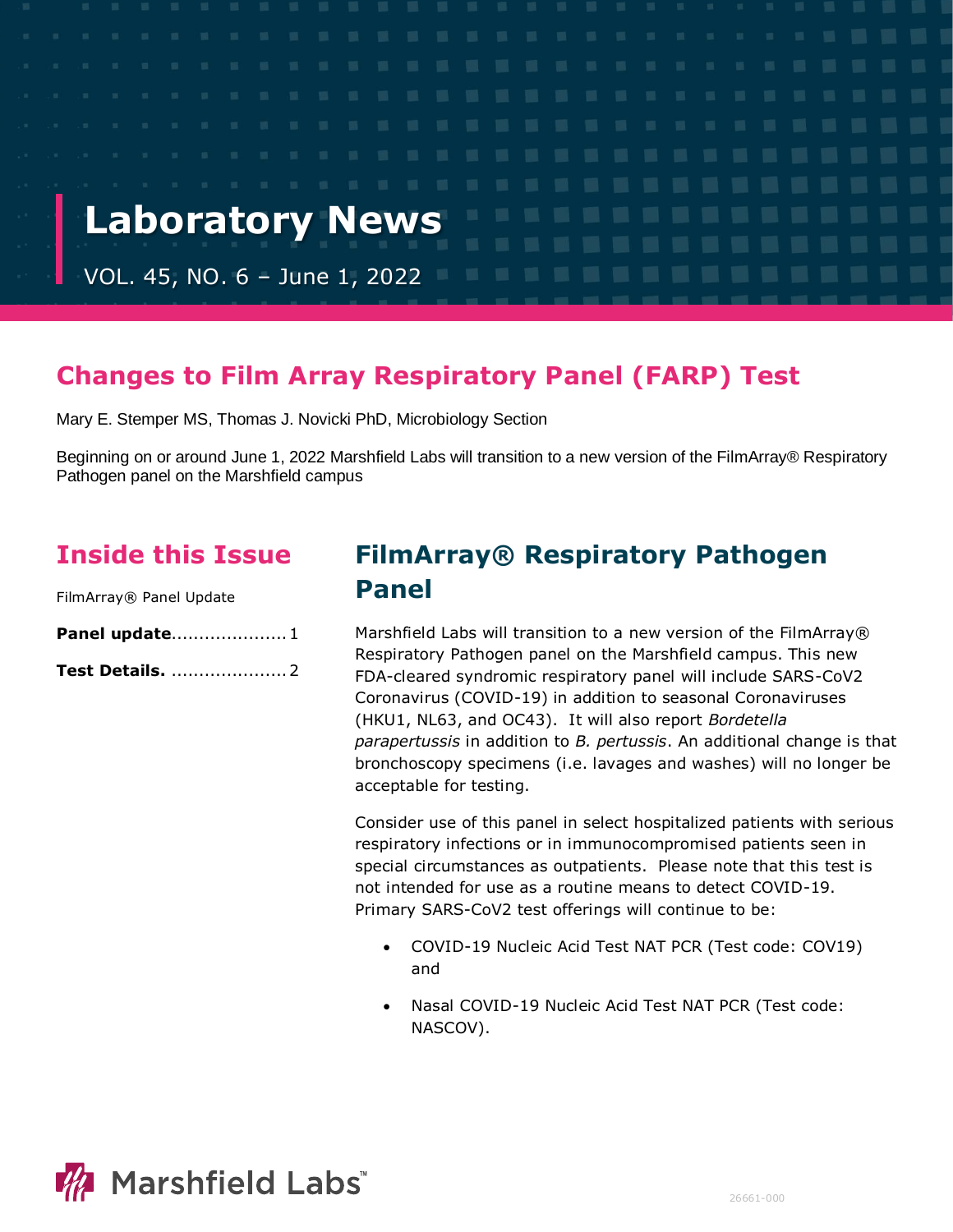# Laboratory News

VOL. 45, NO. 6 – June 1, 2022

## Changes to Film Array Respiratory Panel (FARP) Test

Mary E. Stemper MS, Thomas J. Novicki PhD, Microbiology Section

Beginning on or around June 1, 2022 Marshfield Labs will transition to a new version of the FilmArray® Respiratory Pathogen panel on the Marshfield campus

## Inside this Issue

FilmArray® Panel Update

**Panel update**..................... 1

**Test Details.** ..................... 2

## FilmArray® Respiratory Pathogen Panel

Marshfield Labs will transition to a new version of the FilmArray® Respiratory Pathogen panel on the Marshfield campus. This new FDA-cleared syndromic respiratory panel will include SARS-CoV2 Coronavirus (COVID-19) in addition to seasonal Coronaviruses (HKU1, NL63, and OC43). It will also report *Bordetella parapertussis* in addition to *B. pertussis*. An additional change is that bronchoscopy specimens (i.e. lavages and washes) will no longer be acceptable for testing.

Consider use of this panel in select hospitalized patients with serious respiratory infections or in immunocompromised patients seen in special circumstances as outpatients. Please note that this test is not intended for use as a routine means to detect COVID-19. Primary SARS-CoV2 test offerings will continue to be:

- COVID-19 Nucleic Acid Test NAT PCR (Test code: COV19) and
- Nasal COVID-19 Nucleic Acid Test NAT PCR (Test code: NASCOV).

Marshfield Labs™

26661-000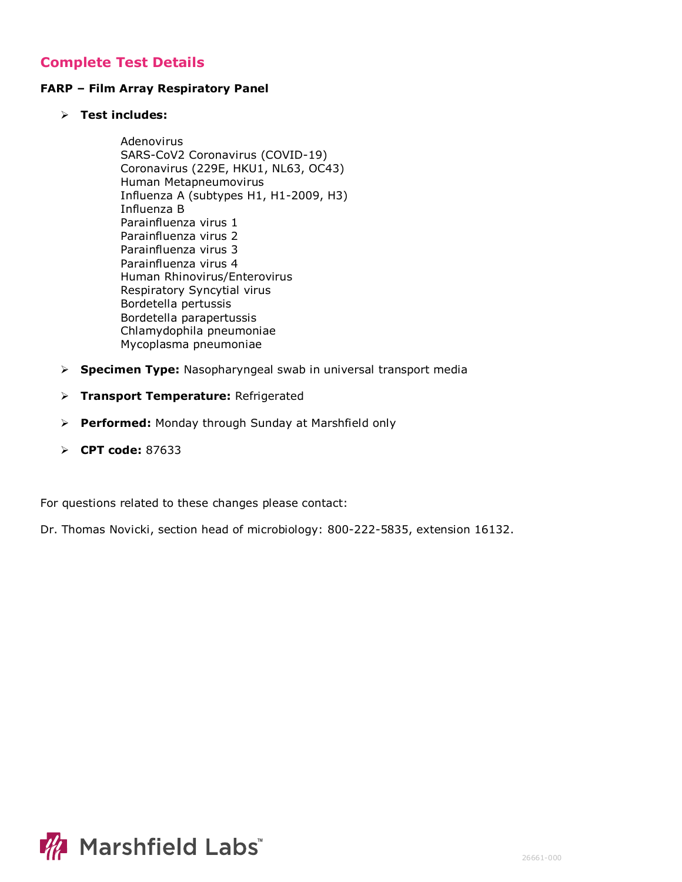## Complete Test Details

**FARP – Film Array Respiratory Panel**

- **Test includes:**

  Adenovirus
  SARS-CoV2 Coronavirus (COVID-19)
  Coronavirus (229E, HKU1, NL63, OC43)
  Human Metapneumovirus
  Influenza A (subtypes H1, H1-2009, H3)
  Influenza B
  Parainfluenza virus 1
  Parainfluenza virus 2
  Parainfluenza virus 3
  Parainfluenza virus 4
  Human Rhinovirus/Enterovirus
  Respiratory Syncytial virus
  Bordetella pertussis
  Bordetella parapertussis
  Chlamydophila pneumoniae
  Mycoplasma pneumoniae

- **Specimen Type:** Nasopharyngeal swab in universal transport media
- **Transport Temperature:** Refrigerated
- **Performed:** Monday through Sunday at Marshfield only
- **CPT code:** 87633

For questions related to these changes please contact:

Dr. Thomas Novicki, section head of microbiology: 800-222-5835, extension 16132.

Marshfield Labs™

26661-000